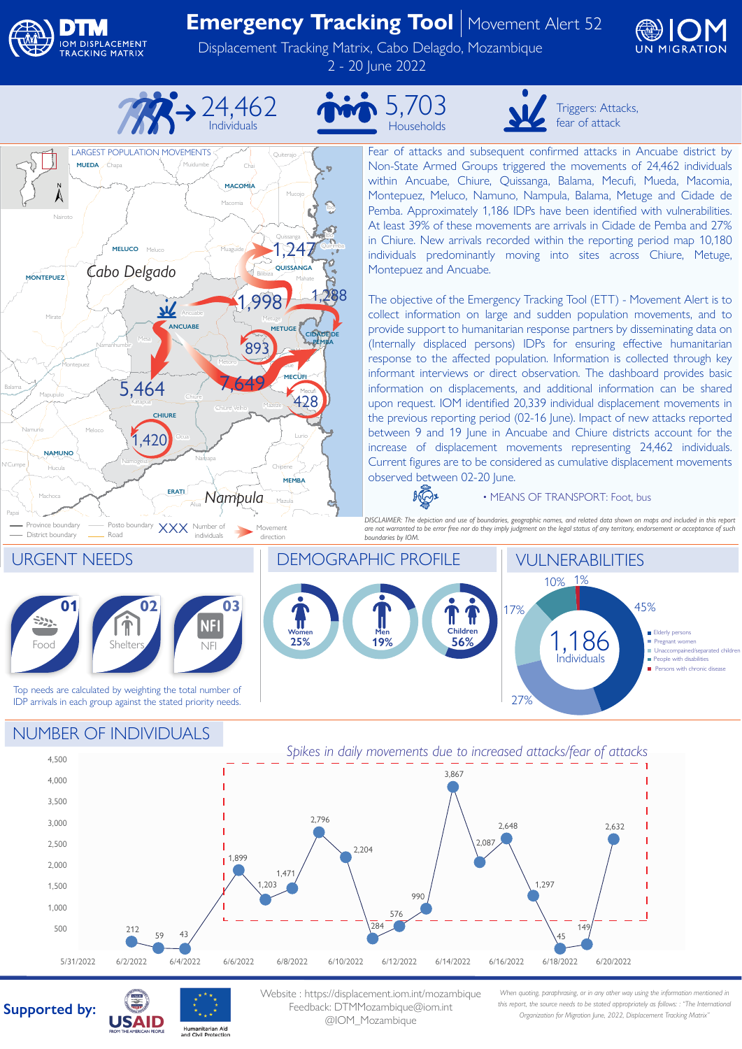# Emergency Tracking Tool | Movement Alert 52

Displacement Tracking Matrix, Cabo Delgado, Mozambique

2 - 20 June 2022

**24,462** Individuals

**5,703** Households

Triggers: Attacks, fear of attack

Fear of attacks and subsequent confirmed attacks in Ancuabe district by Non-State Armed Groups triggered the movements of 24,462 individuals within Ancuabe, Chiure, Quissanga, Balama, Mecufi, Mueda, Macomia, Montepuez, Meluco, Namuno, Nampula, Balama, Metuge and Cidade de Pemba. Approximately 1,186 IDPs have been identified with vulnerabilities. At least 39% of these movements are arrivals in Cidade de Pemba and 27% in Chiure. New arrivals recorded within the reporting period map 10,180 individuals predominantly moving into sites across Chiure, Metuge, Montepuez and Ancuabe.

The objective of the Emergency Tracking Tool (ETT) - Movement Alert is to collect information on large and sudden population movements, and to provide support to humanitarian response partners by disseminating data on (Internally displaced persons) IDPs for ensuring effective humanitarian response to the affected population. Information is collected through key informant interviews or direct observation. The dashboard provides basic information on displacements, and additional information can be shared upon request. IOM identified 20,339 individual displacement movements in the previous reporting period (02-16 June). Impact of new attacks reported between 9 and 19 June in Ancuabe and Chiure districts account for the increase of displacement movements representing 24,462 individuals. Current figures are to be considered as cumulative displacement movements observed between 02-20 June.

- MEANS OF TRANSPORT: Foot, bus

LARGEST POPULATION MOVEMENTS: 7,649; 5,464; 1,998; 1,420; 1,288; 1,247; 893; 428

*DISCLAIMER: The depiction and use of boundaries, geographic names, and related data shown on maps and included in this report are not warranted to be error free nor do they imply judgment on the legal status of any territory, endorsement or acceptance of such boundaries by IOM.*

## URGENT NEEDS

1. Food
2. Shelters
3. NFI

Top needs are calculated by weighting the total number of IDP arrivals in each group against the stated priority needs.

## DEMOGRAPHIC PROFILE

| Women | Men | Children |
|---|---|---|
| 25% | 19% | 56% |

## VULNERABILITIES

1,186 Individuals

- Elderly persons: 45%
- Pregnant women: 27%
- Unaccompanied/separated children: 17%
- People with disabilities: 10%
- Persons with chronic disease: 1%

## NUMBER OF INDIVIDUALS

*Spikes in daily movements due to increased attacks/fear of attacks*

| Date | Individuals |
|---|---|
| 6/2/2022 | 212 |
| 6/3/2022 | 59 |
| 6/4/2022 | 43 |
| 6/6/2022 | 1,899 |
| 6/7/2022 | 1,203 |
| 6/8/2022 | 1,471 |
| 6/9/2022 | 2,796 |
| 6/10/2022 | 2,204 |
| 6/11/2022 | 284 |
| 6/12/2022 | 576 |
| 6/13/2022 | 990 |
| 6/14/2022 | 3,867 |
| 6/15/2022 | 2,087 |
| 6/16/2022 | 2,648 |
| 6/17/2022 | 1,297 |
| 6/18/2022 | 45 |
| 6/19/2022 | 149 |
| 6/20/2022 | 2,632 |

**Supported by:** USAID, Humanitarian Aid and Civil Protection

Website : https://displacement.iom.int/mozambique
Feedback: DTMMozambique@iom.int
@IOM_Mozambique

*When quoting, paraphrasing, or in any other way using the information mentioned in this report, the source needs to be stated appropriately as follows: : "The International Organization for Migration June, 2022, Displacement Tracking Matrix"*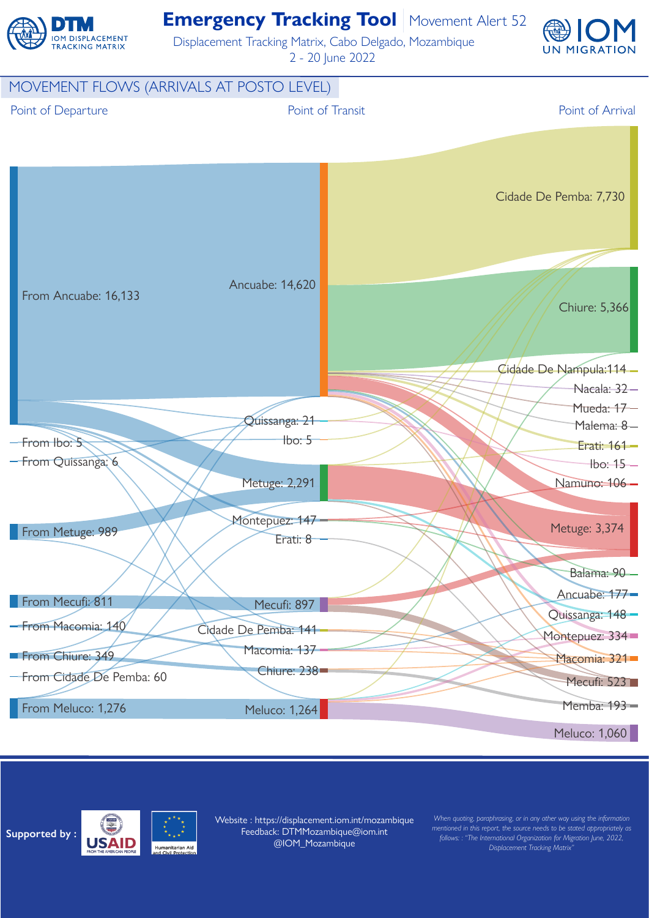# Emergency Tracking Tool | Movement Alert 52

Displacement Tracking Matrix, Cabo Delgado, Mozambique

2 - 20 June 2022

## MOVEMENT FLOWS (ARRIVALS AT POSTO LEVEL)

Point of Departure

Point of Transit

Point of Arrival

From Ancuabe: 16,133

From Ibo: 5

From Quissanga: 6

From Metuge: 989

From Mecufi: 811

From Macomia: 140

From Chiure: 349

From Cidade De Pemba: 60

From Meluco: 1,276

Ancuabe: 14,620

Quissanga: 21

Ibo: 5

Metuge: 2,291

Montepuez: 147

Erati: 8

Mecufi: 897

Cidade De Pemba: 141

Macomia: 137

Chiure: 238

Meluco: 1,264

Cidade De Pemba: 7,730

Chiure: 5,366

Cidade De Nampula:114

Nacala: 32

Mueda: 17

Malema: 8

Erati: 161

Ibo: 15

Namuno: 106

Metuge: 3,374

Balama: 90

Ancuabe: 177

Quissanga: 148

Montepuez: 334

Macomia: 321

Mecufi: 523

Memba: 193

Meluco: 1,060

**Supported by :**

Website : https://displacement.iom.int/mozambique
Feedback: DTMMozambique@iom.int
@IOM_Mozambique

*When quoting, paraphrasing, or in any other way using the information mentioned in this report, the source needs to be stated appropriately as follows: : "The International Organization for Migration June, 2022, Displacement Tracking Matrix"*